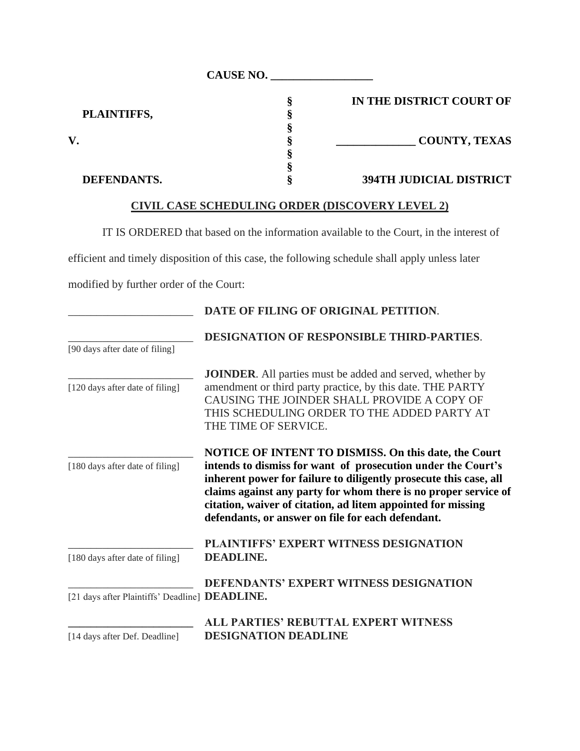**CAUSE NO. __________________**

| | | |
|---|---|---|
| | § | **IN THE DISTRICT COURT OF** |
| **PLAINTIFFS,** | § | |
| | § | |
| **V.** | § | **______________ COUNTY, TEXAS** |
| | § | |
| | § | |
| **DEFENDANTS.** | § | **394TH JUDICIAL DISTRICT** |

**CIVIL CASE SCHEDULING ORDER (DISCOVERY LEVEL 2)**

IT IS ORDERED that based on the information available to the Court, in the interest of efficient and timely disposition of this case, the following schedule shall apply unless later modified by further order of the Court:

| | |
|---|---|
| _______________________ | **DATE OF FILING OF ORIGINAL PETITION**. |
| _______________________ [90 days after date of filing] | **DESIGNATION OF RESPONSIBLE THIRD-PARTIES**. |
| _______________________ [120 days after date of filing] | **JOINDER**. All parties must be added and served, whether by amendment or third party practice, by this date. THE PARTY CAUSING THE JOINDER SHALL PROVIDE A COPY OF THIS SCHEDULING ORDER TO THE ADDED PARTY AT THE TIME OF SERVICE. |
| _______________________ [180 days after date of filing] | **NOTICE OF INTENT TO DISMISS. On this date, the Court intends to dismiss for want of prosecution under the Court's inherent power for failure to diligently prosecute this case, all claims against any party for whom there is no proper service of citation, waiver of citation, ad litem appointed for missing defendants, or answer on file for each defendant.** |
| _______________________ [180 days after date of filing] | **PLAINTIFFS' EXPERT WITNESS DESIGNATION DEADLINE.** |
| _______________________ [21 days after Plaintiffs' Deadline] | **DEFENDANTS' EXPERT WITNESS DESIGNATION DEADLINE.** |
| _______________________ [14 days after Def. Deadline] | **ALL PARTIES' REBUTTAL EXPERT WITNESS DESIGNATION DEADLINE** |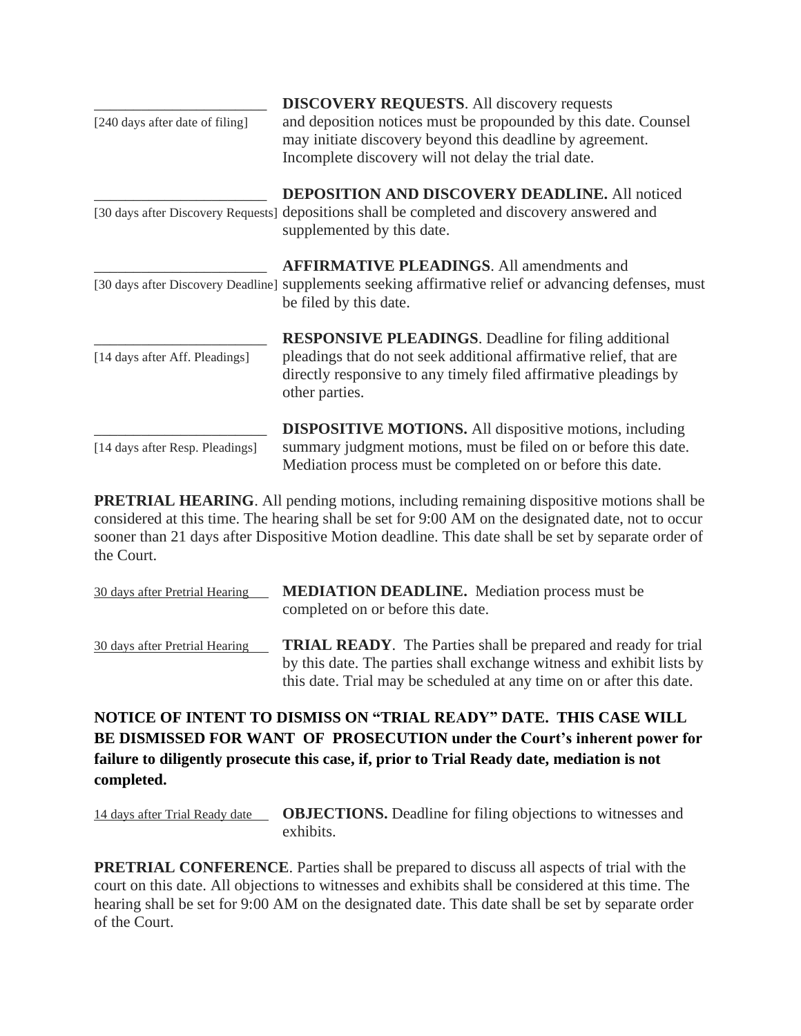| | |
|---|---|
| \_\_\_\_\_\_\_\_\_\_\_\_\_\_\_\_\_\_\_\_\_\_ [240 days after date of filing] | **DISCOVERY REQUESTS**. All discovery requests and deposition notices must be propounded by this date. Counsel may initiate discovery beyond this deadline by agreement. Incomplete discovery will not delay the trial date. |
| \_\_\_\_\_\_\_\_\_\_\_\_\_\_\_\_\_\_\_\_\_\_ [30 days after Discovery Requests] | **DEPOSITION AND DISCOVERY DEADLINE.** All noticed depositions shall be completed and discovery answered and supplemented by this date. |
| \_\_\_\_\_\_\_\_\_\_\_\_\_\_\_\_\_\_\_\_\_\_ [30 days after Discovery Deadline] | **AFFIRMATIVE PLEADINGS**. All amendments and supplements seeking affirmative relief or advancing defenses, must be filed by this date. |
| \_\_\_\_\_\_\_\_\_\_\_\_\_\_\_\_\_\_\_\_\_\_ [14 days after Aff. Pleadings] | **RESPONSIVE PLEADINGS**. Deadline for filing additional pleadings that do not seek additional affirmative relief, that are directly responsive to any timely filed affirmative pleadings by other parties. |
| \_\_\_\_\_\_\_\_\_\_\_\_\_\_\_\_\_\_\_\_\_\_ [14 days after Resp. Pleadings] | **DISPOSITIVE MOTIONS.** All dispositive motions, including summary judgment motions, must be filed on or before this date. Mediation process must be completed on or before this date. |

**PRETRIAL HEARING**. All pending motions, including remaining dispositive motions shall be considered at this time. The hearing shall be set for 9:00 AM on the designated date, not to occur sooner than 21 days after Dispositive Motion deadline. This date shall be set by separate order of the Court.

| | |
|---|---|
| 30 days after Pretrial Hearing | **MEDIATION DEADLINE.** Mediation process must be completed on or before this date. |
| 30 days after Pretrial Hearing | **TRIAL READY**. The Parties shall be prepared and ready for trial by this date. The parties shall exchange witness and exhibit lists by this date. Trial may be scheduled at any time on or after this date. |

**NOTICE OF INTENT TO DISMISS ON "TRIAL READY" DATE. THIS CASE WILL BE DISMISSED FOR WANT OF PROSECUTION under the Court's inherent power for failure to diligently prosecute this case, if, prior to Trial Ready date, mediation is not completed.**

| | |
|---|---|
| 14 days after Trial Ready date | **OBJECTIONS.** Deadline for filing objections to witnesses and exhibits. |

**PRETRIAL CONFERENCE**. Parties shall be prepared to discuss all aspects of trial with the court on this date. All objections to witnesses and exhibits shall be considered at this time. The hearing shall be set for 9:00 AM on the designated date. This date shall be set by separate order of the Court.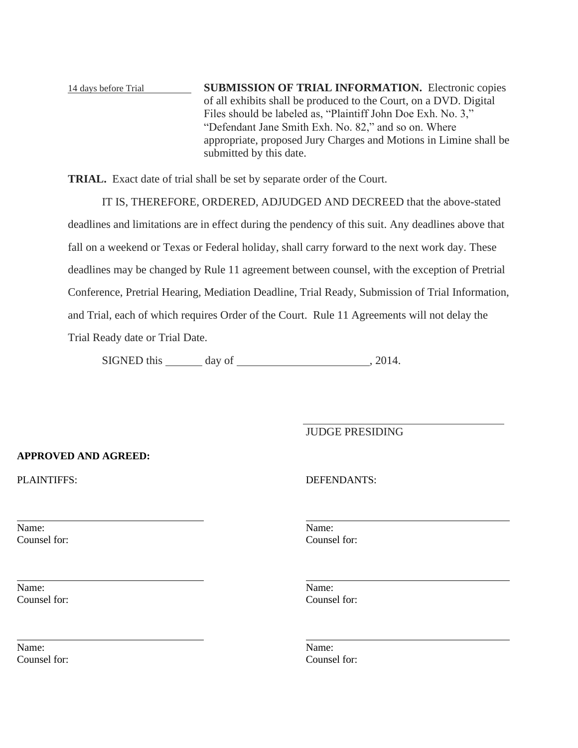| | |
|---|---|
| 14 days before Trial | **SUBMISSION OF TRIAL INFORMATION.** Electronic copies of all exhibits shall be produced to the Court, on a DVD. Digital Files should be labeled as, "Plaintiff John Doe Exh. No. 3," "Defendant Jane Smith Exh. No. 82," and so on. Where appropriate, proposed Jury Charges and Motions in Limine shall be submitted by this date. |

**TRIAL.** Exact date of trial shall be set by separate order of the Court.

IT IS, THEREFORE, ORDERED, ADJUDGED AND DECREED that the above-stated deadlines and limitations are in effect during the pendency of this suit. Any deadlines above that fall on a weekend or Texas or Federal holiday, shall carry forward to the next work day. These deadlines may be changed by Rule 11 agreement between counsel, with the exception of Pretrial Conference, Pretrial Hearing, Mediation Deadline, Trial Ready, Submission of Trial Information, and Trial, each of which requires Order of the Court. Rule 11 Agreements will not delay the Trial Ready date or Trial Date.

SIGNED this _______ day of ________________________, 2014.

\_\_\_\_\_\_\_\_\_\_\_\_\_\_\_\_\_\_\_\_\_\_\_\_\_\_\_\_\_\_\_\_\_\_\_\_
JUDGE PRESIDING

**APPROVED AND AGREED:**

| PLAINTIFFS: | DEFENDANTS: |
|---|---|
| \_\_\_\_\_\_\_\_\_\_\_\_\_\_\_\_\_\_\_\_\_\_\_\_\_\_\_\_ | \_\_\_\_\_\_\_\_\_\_\_\_\_\_\_\_\_\_\_\_\_\_\_\_\_\_\_\_ |
| Name: | Name: |
| Counsel for: | Counsel for: |
| \_\_\_\_\_\_\_\_\_\_\_\_\_\_\_\_\_\_\_\_\_\_\_\_\_\_\_\_ | \_\_\_\_\_\_\_\_\_\_\_\_\_\_\_\_\_\_\_\_\_\_\_\_\_\_\_\_ |
| Name: | Name: |
| Counsel for: | Counsel for: |
| \_\_\_\_\_\_\_\_\_\_\_\_\_\_\_\_\_\_\_\_\_\_\_\_\_\_\_\_ | \_\_\_\_\_\_\_\_\_\_\_\_\_\_\_\_\_\_\_\_\_\_\_\_\_\_\_\_ |
| Name: | Name: |
| Counsel for: | Counsel for: |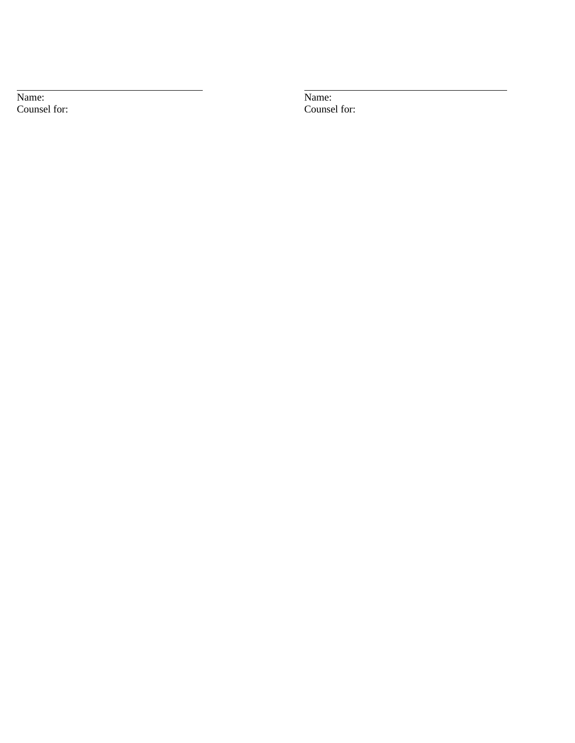\_\_\_\_\_\_\_\_\_\_\_\_\_\_\_\_\_\_\_\_\_\_\_\_\_\_\_\_\_\_
Name:
Counsel for:

\_\_\_\_\_\_\_\_\_\_\_\_\_\_\_\_\_\_\_\_\_\_\_\_\_\_\_\_\_\_
Name:
Counsel for: